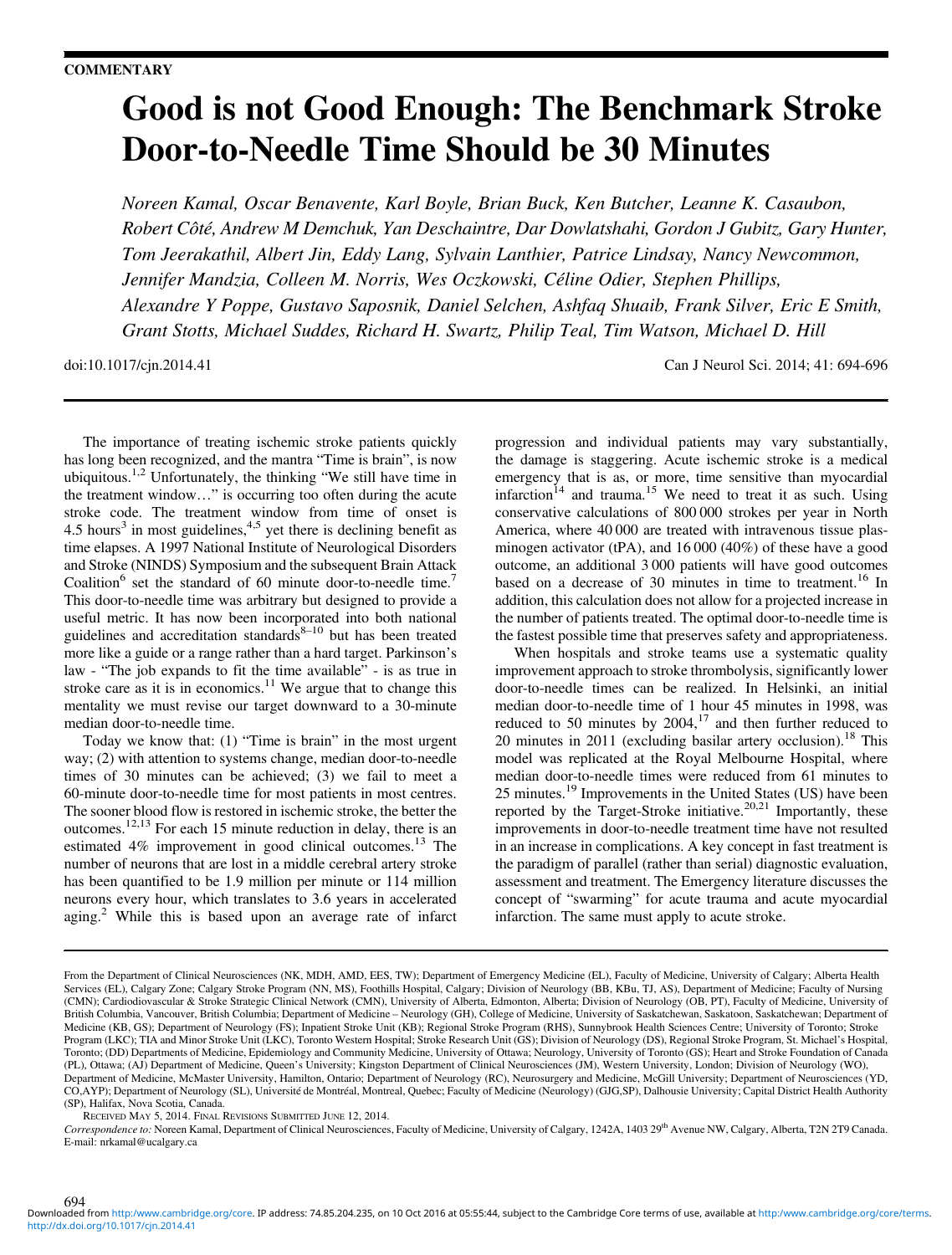COMMENTARY

# Good is not Good Enough: The Benchmark Stroke Door-to-Needle Time Should be 30 Minutes

*Noreen Kamal, Oscar Benavente, Karl Boyle, Brian Buck, Ken Butcher, Leanne K. Casaubon, Robert Côté, Andrew M Demchuk, Yan Deschaintre, Dar Dowlatshahi, Gordon J Gubitz, Gary Hunter, Tom Jeerakathil, Albert Jin, Eddy Lang, Sylvain Lanthier, Patrice Lindsay, Nancy Newcommon, Jennifer Mandzia, Colleen M. Norris, Wes Oczkowski, Céline Odier, Stephen Phillips, Alexandre Y Poppe, Gustavo Saposnik, Daniel Selchen, Ashfaq Shuaib, Frank Silver, Eric E Smith, Grant Stotts, Michael Suddes, Richard H. Swartz, Philip Teal, Tim Watson, Michael D. Hill*

doi:10.1017/cjn.2014.41

The importance of treating ischemic stroke patients quickly has long been recognized, and the mantra "Time is brain", is now ubiquitous.[1,2] Unfortunately, the thinking "We still have time in the treatment window…" is occurring too often during the acute stroke code. The treatment window from time of onset is 4.5 hours[3] in most guidelines,[4,5] yet there is declining benefit as time elapses. A 1997 National Institute of Neurological Disorders and Stroke (NINDS) Symposium and the subsequent Brain Attack Coalition[6] set the standard of 60 minute door-to-needle time.[7] This door-to-needle time was arbitrary but designed to provide a useful metric. It has now been incorporated into both national guidelines and accreditation standards[8–10] but has been treated more like a guide or a range rather than a hard target. Parkinson's law - "The job expands to fit the time available" - is as true in stroke care as it is in economics.[11] We argue that to change this mentality we must revise our target downward to a 30-minute median door-to-needle time.

Today we know that: (1) "Time is brain" in the most urgent way; (2) with attention to systems change, median door-to-needle times of 30 minutes can be achieved; (3) we fail to meet a 60-minute door-to-needle time for most patients in most centres. The sooner blood flow is restored in ischemic stroke, the better the outcomes.[12,13] For each 15 minute reduction in delay, there is an estimated 4% improvement in good clinical outcomes.[13] The number of neurons that are lost in a middle cerebral artery stroke has been quantified to be 1.9 million per minute or 114 million neurons every hour, which translates to 3.6 years in accelerated aging.[2] While this is based upon an average rate of infarct progression and individual patients may vary substantially, the damage is staggering. Acute ischemic stroke is a medical emergency that is as, or more, time sensitive than myocardial infarction[14] and trauma.[15] We need to treat it as such. Using conservative calculations of 800 000 strokes per year in North America, where 40 000 are treated with intravenous tissue plasminogen activator (tPA), and 16 000 (40%) of these have a good outcome, an additional 3 000 patients will have good outcomes based on a decrease of 30 minutes in time to treatment.[16] In addition, this calculation does not allow for a projected increase in the number of patients treated. The optimal door-to-needle time is the fastest possible time that preserves safety and appropriateness.

When hospitals and stroke teams use a systematic quality improvement approach to stroke thrombolysis, significantly lower door-to-needle times can be realized. In Helsinki, an initial median door-to-needle time of 1 hour 45 minutes in 1998, was reduced to 50 minutes by 2004,[17] and then further reduced to 20 minutes in 2011 (excluding basilar artery occlusion).[18] This model was replicated at the Royal Melbourne Hospital, where median door-to-needle times were reduced from 61 minutes to 25 minutes.[19] Improvements in the United States (US) have been reported by the Target-Stroke initiative.[20,21] Importantly, these improvements in door-to-needle treatment time have not resulted in an increase in complications. A key concept in fast treatment is the paradigm of parallel (rather than serial) diagnostic evaluation, assessment and treatment. The Emergency literature discusses the concept of "swarming" for acute trauma and acute myocardial infarction. The same must apply to acute stroke.

---

From the Department of Clinical Neurosciences (NK, MDH, AMD, EES, TW); Department of Emergency Medicine (EL), Faculty of Medicine, University of Calgary; Alberta Health Services (EL), Calgary Zone; Calgary Stroke Program (NN, MS), Foothills Hospital, Calgary; Division of Neurology (BB, KBu, TJ, AS), Department of Medicine; Faculty of Nursing (CMN); Cardiodiovascular & Stroke Strategic Clinical Network (CMN), University of Alberta, Edmonton, Alberta; Division of Neurology (OB, PT), Faculty of Medicine, University of British Columbia, Vancouver, British Columbia; Department of Medicine – Neurology (GH), College of Medicine, University of Saskatchewan, Saskatoon, Saskatchewan; Department of Medicine (KB, GS); Department of Neurology (FS); Inpatient Stroke Unit (KB); Regional Stroke Program (RHS), Sunnybrook Health Sciences Centre; University of Toronto; Stroke Program (LKC); TIA and Minor Stroke Unit (LKC), Toronto Western Hospital; Stroke Research Unit (GS); Division of Neurology (DS), Regional Stroke Program, St. Michael's Hospital, Toronto; (DD) Departments of Medicine, Epidemiology and Community Medicine, University of Ottawa; Neurology, University of Toronto (GS); Heart and Stroke Foundation of Canada (PL), Ottawa; (AJ) Department of Medicine, Queen's University; Kingston Department of Clinical Neurosciences (JM), Western University, London; Division of Neurology (WO), Department of Medicine, McMaster University, Hamilton, Ontario; Department of Neurology (RC), Neurosurgery and Medicine, McGill University; Department of Neurosciences (YD, CO,AYP); Department of Neurology (SL), Université de Montréal, Montreal, Quebec; Faculty of Medicine (Neurology) (GJG,SP), Dalhousie University; Capital District Health Authority (SP), Halifax, Nova Scotia, Canada.

Received May 5, 2014. Final Revisions Submitted June 12, 2014.

*Correspondence to:* Noreen Kamal, Department of Clinical Neurosciences, Faculty of Medicine, University of Calgary, 1242A, 1403 29th Avenue NW, Calgary, Alberta, T2N 2T9 Canada. E-mail: nrkamal@ucalgary.ca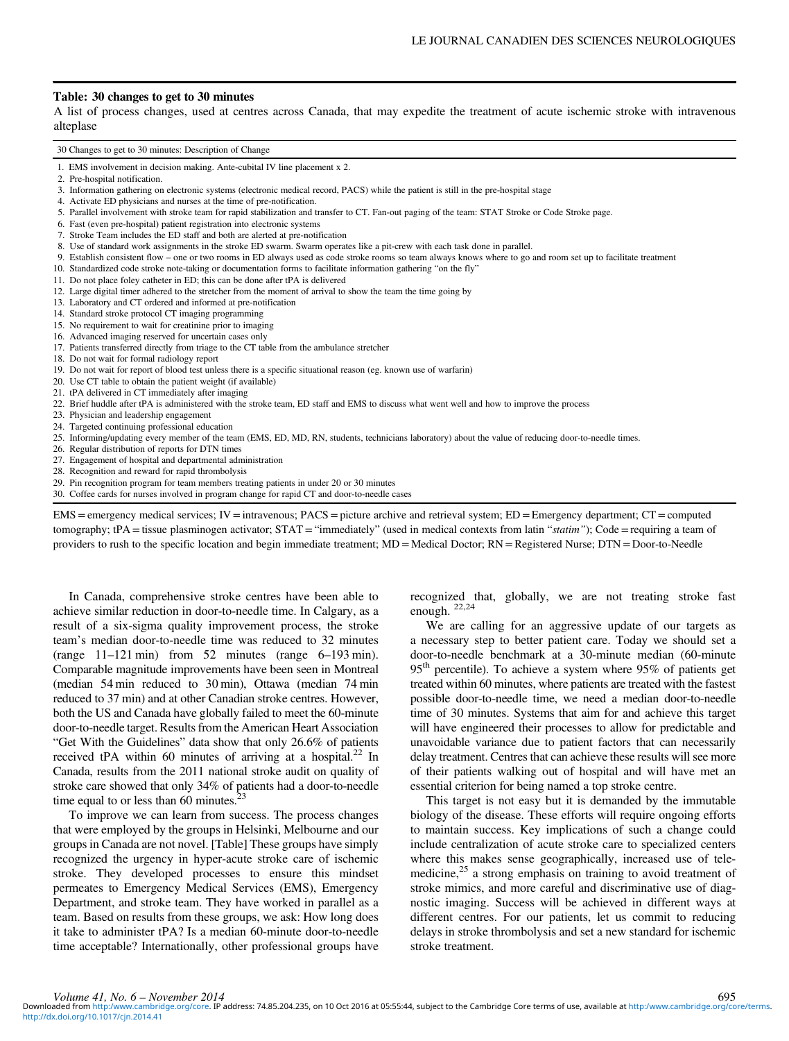**Table: 30 changes to get to 30 minutes**

A list of process changes, used at centres across Canada, that may expedite the treatment of acute ischemic stroke with intravenous alteplase

| 30 Changes to get to 30 minutes: Description of Change |
|---|
| 1. EMS involvement in decision making. Ante-cubital IV line placement x 2. |
| 2. Pre-hospital notification. |
| 3. Information gathering on electronic systems (electronic medical record, PACS) while the patient is still in the pre-hospital stage |
| 4. Activate ED physicians and nurses at the time of pre-notification. |
| 5. Parallel involvement with stroke team for rapid stabilization and transfer to CT. Fan-out paging of the team: STAT Stroke or Code Stroke page. |
| 6. Fast (even pre-hospital) patient registration into electronic systems |
| 7. Stroke Team includes the ED staff and both are alerted at pre-notification |
| 8. Use of standard work assignments in the stroke ED swarm. Swarm operates like a pit-crew with each task done in parallel. |
| 9. Establish consistent flow – one or two rooms in ED always used as code stroke rooms so team always knows where to go and room set up to facilitate treatment |
| 10. Standardized code stroke note-taking or documentation forms to facilitate information gathering "on the fly" |
| 11. Do not place foley catheter in ED; this can be done after tPA is delivered |
| 12. Large digital timer adhered to the stretcher from the moment of arrival to show the team the time going by |
| 13. Laboratory and CT ordered and informed at pre-notification |
| 14. Standard stroke protocol CT imaging programming |
| 15. No requirement to wait for creatinine prior to imaging |
| 16. Advanced imaging reserved for uncertain cases only |
| 17. Patients transferred directly from triage to the CT table from the ambulance stretcher |
| 18. Do not wait for formal radiology report |
| 19. Do not wait for report of blood test unless there is a specific situational reason (eg. known use of warfarin) |
| 20. Use CT table to obtain the patient weight (if available) |
| 21. tPA delivered in CT immediately after imaging |
| 22. Brief huddle after tPA is administered with the stroke team, ED staff and EMS to discuss what went well and how to improve the process |
| 23. Physician and leadership engagement |
| 24. Targeted continuing professional education |
| 25. Informing/updating every member of the team (EMS, ED, MD, RN, students, technicians laboratory) about the value of reducing door-to-needle times. |
| 26. Regular distribution of reports for DTN times |
| 27. Engagement of hospital and departmental administration |
| 28. Recognition and reward for rapid thrombolysis |
| 29. Pin recognition program for team members treating patients in under 20 or 30 minutes |
| 30. Coffee cards for nurses involved in program change for rapid CT and door-to-needle cases |

EMS = emergency medical services; IV = intravenous; PACS = picture archive and retrieval system; ED = Emergency department; CT = computed tomography; tPA = tissue plasminogen activator; STAT = "immediately" (used in medical contexts from latin "*statim*"); Code = requiring a team of providers to rush to the specific location and begin immediate treatment; MD = Medical Doctor; RN = Registered Nurse; DTN = Door-to-Needle

In Canada, comprehensive stroke centres have been able to achieve similar reduction in door-to-needle time. In Calgary, as a result of a six-sigma quality improvement process, the stroke team's median door-to-needle time was reduced to 32 minutes (range 11–121 min) from 52 minutes (range 6–193 min). Comparable magnitude improvements have been seen in Montreal (median 54 min reduced to 30 min), Ottawa (median 74 min reduced to 37 min) and at other Canadian stroke centres. However, both the US and Canada have globally failed to meet the 60-minute door-to-needle target. Results from the American Heart Association "Get With the Guidelines" data show that only 26.6% of patients received tPA within 60 minutes of arriving at a hospital.[22] In Canada, results from the 2011 national stroke audit on quality of stroke care showed that only 34% of patients had a door-to-needle time equal to or less than 60 minutes.[23]

To improve we can learn from success. The process changes that were employed by the groups in Helsinki, Melbourne and our groups in Canada are not novel. [Table] These groups have simply recognized the urgency in hyper-acute stroke care of ischemic stroke. They developed processes to ensure this mindset permeates to Emergency Medical Services (EMS), Emergency Department, and stroke team. They have worked in parallel as a team. Based on results from these groups, we ask: How long does it take to administer tPA? Is a median 60-minute door-to-needle time acceptable? Internationally, other professional groups have recognized that, globally, we are not treating stroke fast enough.[22,24]

We are calling for an aggressive update of our targets as a necessary step to better patient care. Today we should set a door-to-needle benchmark at a 30-minute median (60-minute 95th percentile). To achieve a system where 95% of patients get treated within 60 minutes, where patients are treated with the fastest possible door-to-needle time, we need a median door-to-needle time of 30 minutes. Systems that aim for and achieve this target will have engineered their processes to allow for predictable and unavoidable variance due to patient factors that can necessarily delay treatment. Centres that can achieve these results will see more of their patients walking out of hospital and will have met an essential criterion for being named a top stroke centre.

This target is not easy but it is demanded by the immutable biology of the disease. These efforts will require ongoing efforts to maintain success. Key implications of such a change could include centralization of acute stroke care to specialized centers where this makes sense geographically, increased use of telemedicine,[25] a strong emphasis on training to avoid treatment of stroke mimics, and more careful and discriminative use of diagnostic imaging. Success will be achieved in different ways at different centres. For our patients, let us commit to reducing delays in stroke thrombolysis and set a new standard for ischemic stroke treatment.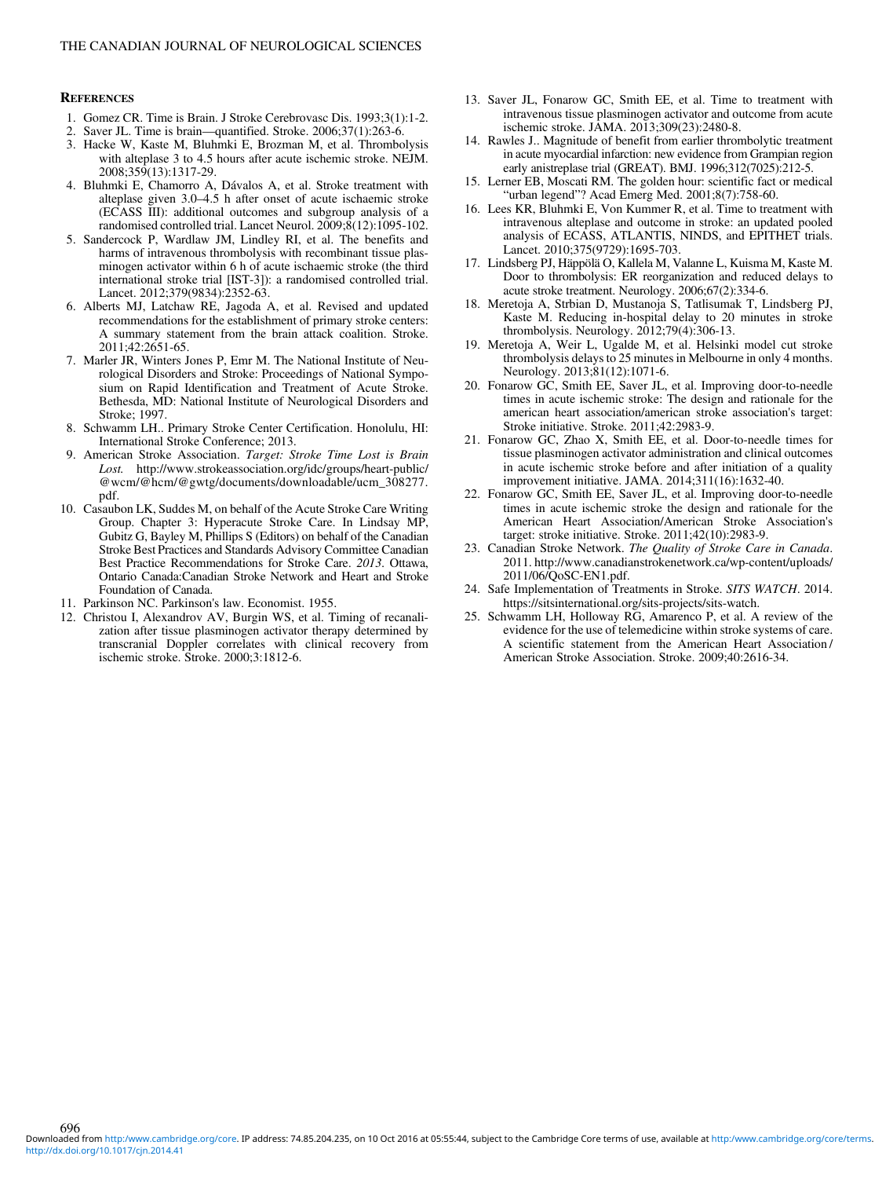## References

1. Gomez CR. Time is Brain. J Stroke Cerebrovasc Dis. 1993;3(1):1-2.
2. Saver JL. Time is brain—quantified. Stroke. 2006;37(1):263-6.
3. Hacke W, Kaste M, Bluhmki E, Brozman M, et al. Thrombolysis with alteplase 3 to 4.5 hours after acute ischemic stroke. NEJM. 2008;359(13):1317-29.
4. Bluhmki E, Chamorro A, Dávalos A, et al. Stroke treatment with alteplase given 3.0–4.5 h after onset of acute ischaemic stroke (ECASS III): additional outcomes and subgroup analysis of a randomised controlled trial. Lancet Neurol. 2009;8(12):1095-102.
5. Sandercock P, Wardlaw JM, Lindley RI, et al. The benefits and harms of intravenous thrombolysis with recombinant tissue plasminogen activator within 6 h of acute ischaemic stroke (the third international stroke trial [IST-3]): a randomised controlled trial. Lancet. 2012;379(9834):2352-63.
6. Alberts MJ, Latchaw RE, Jagoda A, et al. Revised and updated recommendations for the establishment of primary stroke centers: A summary statement from the brain attack coalition. Stroke. 2011;42:2651-65.
7. Marler JR, Winters Jones P, Emr M. The National Institute of Neurological Disorders and Stroke: Proceedings of National Symposium on Rapid Identification and Treatment of Acute Stroke. Bethesda, MD: National Institute of Neurological Disorders and Stroke; 1997.
8. Schwamm LH.. Primary Stroke Center Certification. Honolulu, HI: International Stroke Conference; 2013.
9. American Stroke Association. *Target: Stroke Time Lost is Brain Lost.* http://www.strokeassociation.org/idc/groups/heart-public/@wcm/@hcm/@gwtg/documents/downloadable/ucm_308277.pdf.
10. Casaubon LK, Suddes M, on behalf of the Acute Stroke Care Writing Group. Chapter 3: Hyperacute Stroke Care. In Lindsay MP, Gubitz G, Bayley M, Phillips S (Editors) on behalf of the Canadian Stroke Best Practices and Standards Advisory Committee Canadian Best Practice Recommendations for Stroke Care. *2013*. Ottawa, Ontario Canada:Canadian Stroke Network and Heart and Stroke Foundation of Canada.
11. Parkinson NC. Parkinson's law. Economist. 1955.
12. Christou I, Alexandrov AV, Burgin WS, et al. Timing of recanalization after tissue plasminogen activator therapy determined by transcranial Doppler correlates with clinical recovery from ischemic stroke. Stroke. 2000;3:1812-6.
13. Saver JL, Fonarow GC, Smith EE, et al. Time to treatment with intravenous tissue plasminogen activator and outcome from acute ischemic stroke. JAMA. 2013;309(23):2480-8.
14. Rawles J.. Magnitude of benefit from earlier thrombolytic treatment in acute myocardial infarction: new evidence from Grampian region early anistreplase trial (GREAT). BMJ. 1996;312(7025):212-5.
15. Lerner EB, Moscati RM. The golden hour: scientific fact or medical "urban legend"? Acad Emerg Med. 2001;8(7):758-60.
16. Lees KR, Bluhmki E, Von Kummer R, et al. Time to treatment with intravenous alteplase and outcome in stroke: an updated pooled analysis of ECASS, ATLANTIS, NINDS, and EPITHET trials. Lancet. 2010;375(9729):1695-703.
17. Lindsberg PJ, Häppölä O, Kallela M, Valanne L, Kuisma M, Kaste M. Door to thrombolysis: ER reorganization and reduced delays to acute stroke treatment. Neurology. 2006;67(2):334-6.
18. Meretoja A, Strbian D, Mustanoja S, Tatlisumak T, Lindsberg PJ, Kaste M. Reducing in-hospital delay to 20 minutes in stroke thrombolysis. Neurology. 2012;79(4):306-13.
19. Meretoja A, Weir L, Ugalde M, et al. Helsinki model cut stroke thrombolysis delays to 25 minutes in Melbourne in only 4 months. Neurology. 2013;81(12):1071-6.
20. Fonarow GC, Smith EE, Saver JL, et al. Improving door-to-needle times in acute ischemic stroke: The design and rationale for the american heart association/american stroke association's target: Stroke initiative. Stroke. 2011;42:2983-9.
21. Fonarow GC, Zhao X, Smith EE, et al. Door-to-needle times for tissue plasminogen activator administration and clinical outcomes in acute ischemic stroke before and after initiation of a quality improvement initiative. JAMA. 2014;311(16):1632-40.
22. Fonarow GC, Smith EE, Saver JL, et al. Improving door-to-needle times in acute ischemic stroke the design and rationale for the American Heart Association/American Stroke Association's target: stroke initiative. Stroke. 2011;42(10):2983-9.
23. Canadian Stroke Network. *The Quality of Stroke Care in Canada*. 2011. http://www.canadianstrokenetwork.ca/wp-content/uploads/2011/06/QoSC-EN1.pdf.
24. Safe Implementation of Treatments in Stroke. *SITS WATCH*. 2014. https://sitsinternational.org/sits-projects/sits-watch.
25. Schwamm LH, Holloway RG, Amarenco P, et al. A review of the evidence for the use of telemedicine within stroke systems of care. A scientific statement from the American Heart Association/American Stroke Association. Stroke. 2009;40:2616-34.